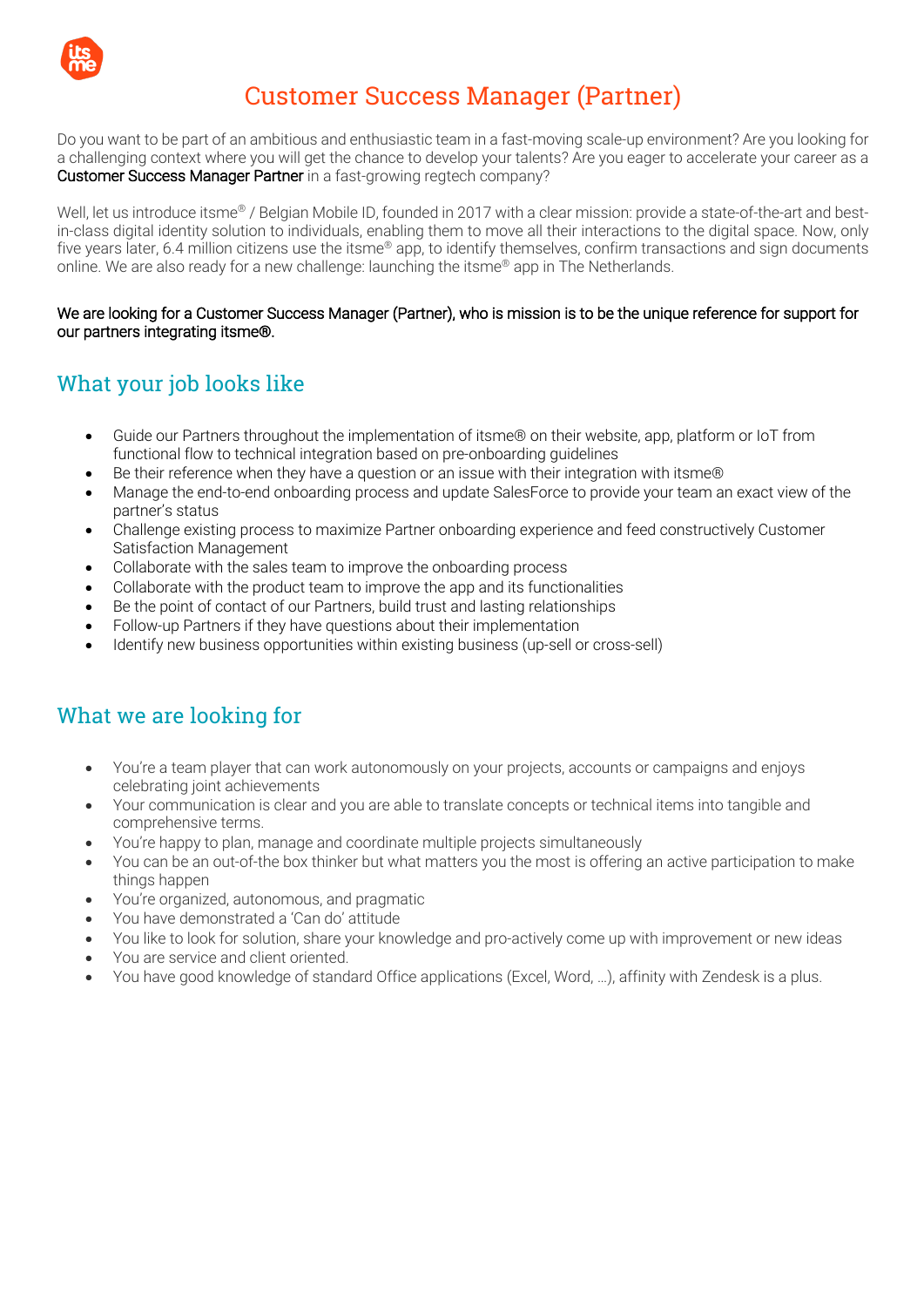# Customer Success Manager (Partner)

Do you want to be part of an ambitious and enthusiastic team in a fast-moving scale-up environment? Are you looking for a challenging context where you will get the chance to develop your talents? Are you eager to accelerate your career as a **Customer Success Manager Partner** in a fast-growing regtech company?

Well, let us introduce itsme® / Belgian Mobile ID, founded in 2017 with a clear mission: provide a state-of-the-art and best-in-class digital identity solution to individuals, enabling them to move all their interactions to the digital space. Now, only five years later, 6.4 million citizens use the itsme® app, to identify themselves, confirm transactions and sign documents online. We are also ready for a new challenge: launching the itsme® app in The Netherlands.

**We are looking for a Customer Success Manager (Partner), who is mission is to be the unique reference for support for our partners integrating itsme®.**

## What your job looks like

- Guide our Partners throughout the implementation of itsme® on their website, app, platform or IoT from functional flow to technical integration based on pre-onboarding guidelines
- Be their reference when they have a question or an issue with their integration with itsme®
- Manage the end-to-end onboarding process and update SalesForce to provide your team an exact view of the partner's status
- Challenge existing process to maximize Partner onboarding experience and feed constructively Customer Satisfaction Management
- Collaborate with the sales team to improve the onboarding process
- Collaborate with the product team to improve the app and its functionalities
- Be the point of contact of our Partners, build trust and lasting relationships
- Follow-up Partners if they have questions about their implementation
- Identify new business opportunities within existing business (up-sell or cross-sell)

## What we are looking for

- You're a team player that can work autonomously on your projects, accounts or campaigns and enjoys celebrating joint achievements
- Your communication is clear and you are able to translate concepts or technical items into tangible and comprehensive terms.
- You're happy to plan, manage and coordinate multiple projects simultaneously
- You can be an out-of-the box thinker but what matters you the most is offering an active participation to make things happen
- You're organized, autonomous, and pragmatic
- You have demonstrated a 'Can do' attitude
- You like to look for solution, share your knowledge and pro-actively come up with improvement or new ideas
- You are service and client oriented.
- You have good knowledge of standard Office applications (Excel, Word, …), affinity with Zendesk is a plus.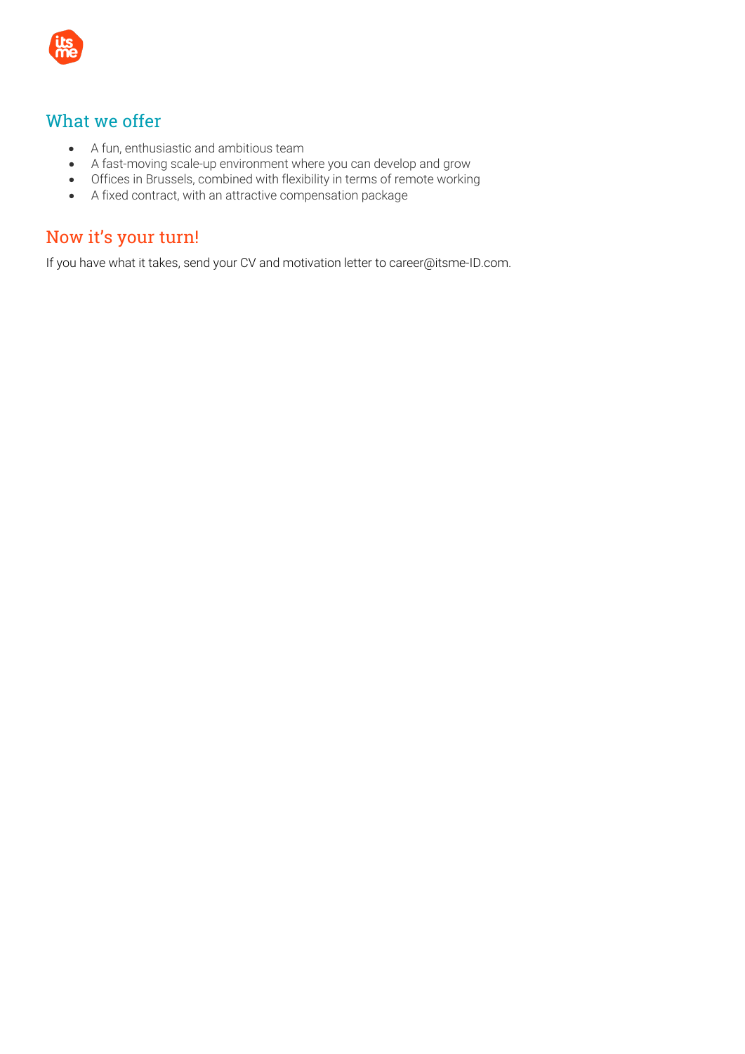## What we offer

- A fun, enthusiastic and ambitious team
- A fast-moving scale-up environment where you can develop and grow
- Offices in Brussels, combined with flexibility in terms of remote working
- A fixed contract, with an attractive compensation package

## Now it's your turn!

If you have what it takes, send your CV and motivation letter to career@itsme-ID.com.